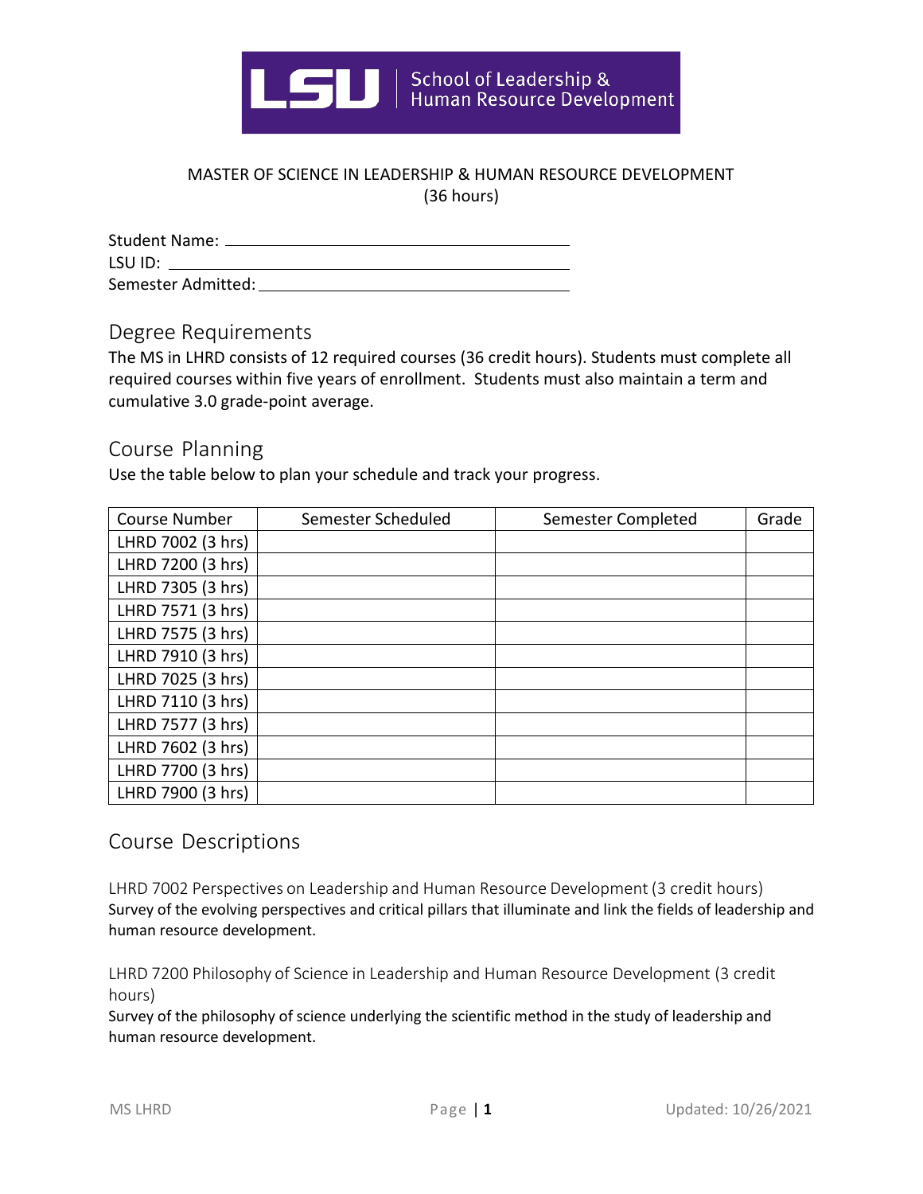LSU | School of Leadership & Human Resource Development

MASTER OF SCIENCE IN LEADERSHIP & HUMAN RESOURCE DEVELOPMENT
(36 hours)

Student Name: \_\_\_\_\_\_\_\_\_\_\_\_\_\_\_\_\_\_\_\_\_\_\_\_\_\_\_\_\_\_\_\_\_\_\_\_\_\_\_\_
LSU ID: \_\_\_\_\_\_\_\_\_\_\_\_\_\_\_\_\_\_\_\_\_\_\_\_\_\_\_\_\_\_\_\_\_\_\_\_\_\_\_\_\_\_\_\_\_\_
Semester Admitted: \_\_\_\_\_\_\_\_\_\_\_\_\_\_\_\_\_\_\_\_\_\_\_\_\_\_\_\_\_\_\_\_\_\_\_\_

## Degree Requirements

The MS in LHRD consists of 12 required courses (36 credit hours). Students must complete all required courses within five years of enrollment. Students must also maintain a term and cumulative 3.0 grade-point average.

## Course Planning

Use the table below to plan your schedule and track your progress.

| Course Number | Semester Scheduled | Semester Completed | Grade |
|---|---|---|---|
| LHRD 7002 (3 hrs) | | | |
| LHRD 7200 (3 hrs) | | | |
| LHRD 7305 (3 hrs) | | | |
| LHRD 7571 (3 hrs) | | | |
| LHRD 7575 (3 hrs) | | | |
| LHRD 7910 (3 hrs) | | | |
| LHRD 7025 (3 hrs) | | | |
| LHRD 7110 (3 hrs) | | | |
| LHRD 7577 (3 hrs) | | | |
| LHRD 7602 (3 hrs) | | | |
| LHRD 7700 (3 hrs) | | | |
| LHRD 7900 (3 hrs) | | | |

## Course Descriptions

### LHRD 7002 Perspectives on Leadership and Human Resource Development (3 credit hours)

Survey of the evolving perspectives and critical pillars that illuminate and link the fields of leadership and human resource development.

### LHRD 7200 Philosophy of Science in Leadership and Human Resource Development (3 credit hours)

Survey of the philosophy of science underlying the scientific method in the study of leadership and human resource development.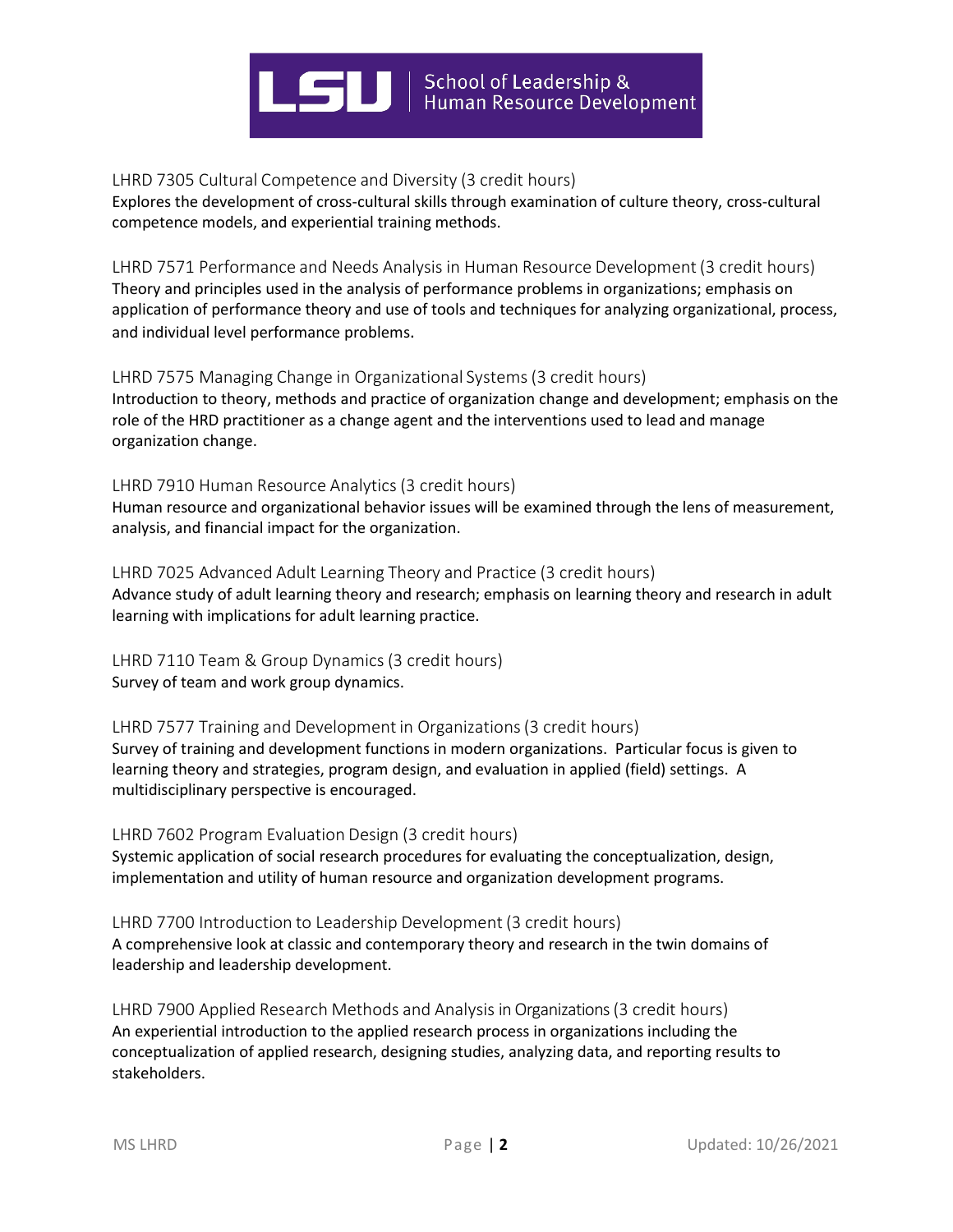### LHRD 7305 Cultural Competence and Diversity (3 credit hours)

Explores the development of cross-cultural skills through examination of culture theory, cross-cultural competence models, and experiential training methods.

### LHRD 7571 Performance and Needs Analysis in Human Resource Development (3 credit hours)

Theory and principles used in the analysis of performance problems in organizations; emphasis on application of performance theory and use of tools and techniques for analyzing organizational, process, and individual level performance problems.

### LHRD 7575 Managing Change in Organizational Systems (3 credit hours)

Introduction to theory, methods and practice of organization change and development; emphasis on the role of the HRD practitioner as a change agent and the interventions used to lead and manage organization change.

### LHRD 7910 Human Resource Analytics (3 credit hours)

Human resource and organizational behavior issues will be examined through the lens of measurement, analysis, and financial impact for the organization.

### LHRD 7025 Advanced Adult Learning Theory and Practice (3 credit hours)

Advance study of adult learning theory and research; emphasis on learning theory and research in adult learning with implications for adult learning practice.

### LHRD 7110 Team & Group Dynamics (3 credit hours)

Survey of team and work group dynamics.

### LHRD 7577 Training and Development in Organizations (3 credit hours)

Survey of training and development functions in modern organizations. Particular focus is given to learning theory and strategies, program design, and evaluation in applied (field) settings. A multidisciplinary perspective is encouraged.

### LHRD 7602 Program Evaluation Design (3 credit hours)

Systemic application of social research procedures for evaluating the conceptualization, design, implementation and utility of human resource and organization development programs.

### LHRD 7700 Introduction to Leadership Development (3 credit hours)

A comprehensive look at classic and contemporary theory and research in the twin domains of leadership and leadership development.

### LHRD 7900 Applied Research Methods and Analysis in Organizations (3 credit hours)

An experiential introduction to the applied research process in organizations including the conceptualization of applied research, designing studies, analyzing data, and reporting results to stakeholders.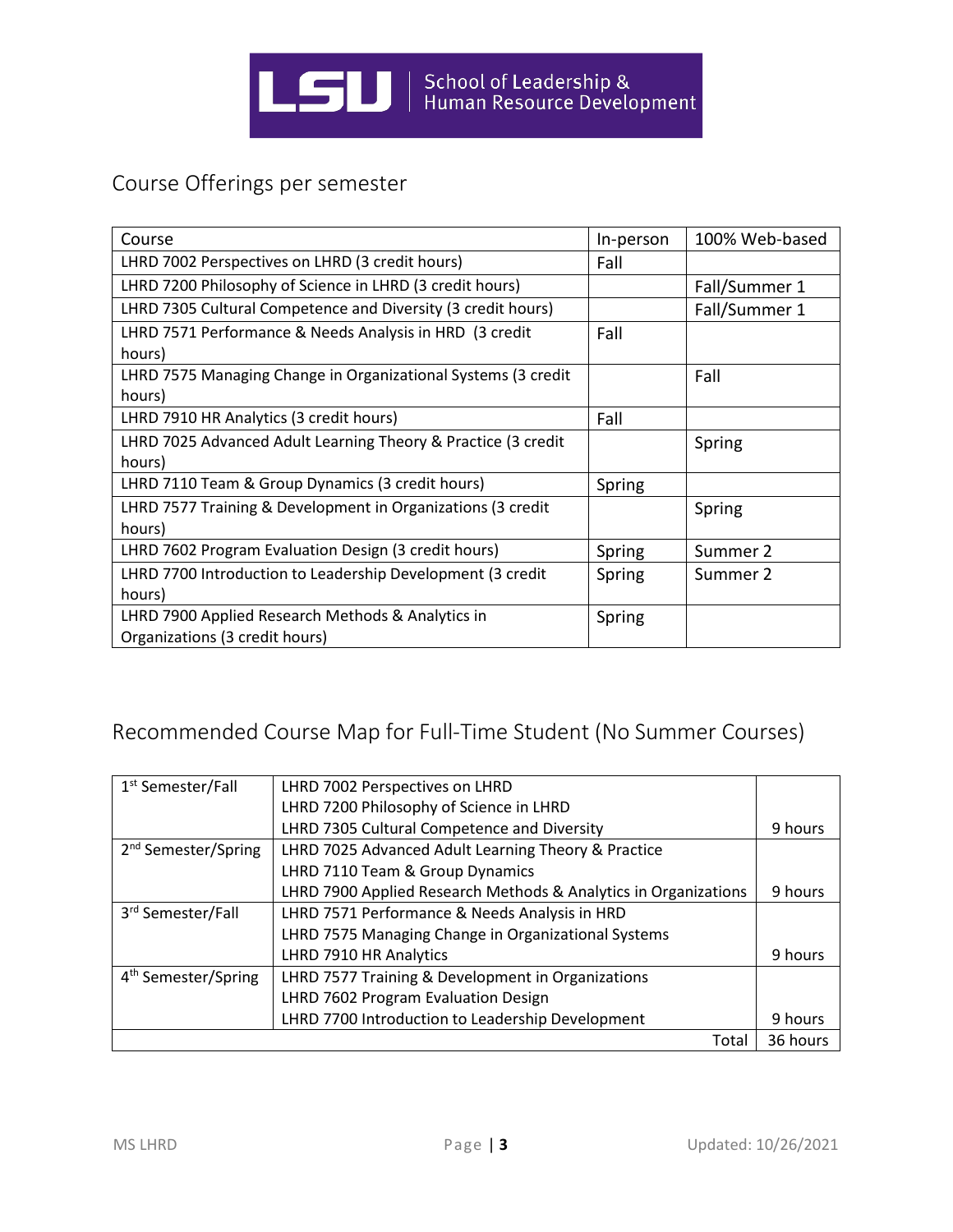## Course Offerings per semester

| Course | In-person | 100% Web-based |
|---|---|---|
| LHRD 7002 Perspectives on LHRD (3 credit hours) | Fall | |
| LHRD 7200 Philosophy of Science in LHRD (3 credit hours) | | Fall/Summer 1 |
| LHRD 7305 Cultural Competence and Diversity (3 credit hours) | | Fall/Summer 1 |
| LHRD 7571 Performance & Needs Analysis in HRD (3 credit hours) | Fall | |
| LHRD 7575 Managing Change in Organizational Systems (3 credit hours) | | Fall |
| LHRD 7910 HR Analytics (3 credit hours) | Fall | |
| LHRD 7025 Advanced Adult Learning Theory & Practice (3 credit hours) | | Spring |
| LHRD 7110 Team & Group Dynamics (3 credit hours) | Spring | |
| LHRD 7577 Training & Development in Organizations (3 credit hours) | | Spring |
| LHRD 7602 Program Evaluation Design (3 credit hours) | Spring | Summer 2 |
| LHRD 7700 Introduction to Leadership Development (3 credit hours) | Spring | Summer 2 |
| LHRD 7900 Applied Research Methods & Analytics in Organizations (3 credit hours) | Spring | |

## Recommended Course Map for Full-Time Student (No Summer Courses)

| Semester | Courses | Hours |
|---|---|---|
| 1st Semester/Fall | LHRD 7002 Perspectives on LHRD<br>LHRD 7200 Philosophy of Science in LHRD<br>LHRD 7305 Cultural Competence and Diversity | 9 hours |
| 2nd Semester/Spring | LHRD 7025 Advanced Adult Learning Theory & Practice<br>LHRD 7110 Team & Group Dynamics<br>LHRD 7900 Applied Research Methods & Analytics in Organizations | 9 hours |
| 3rd Semester/Fall | LHRD 7571 Performance & Needs Analysis in HRD<br>LHRD 7575 Managing Change in Organizational Systems<br>LHRD 7910 HR Analytics | 9 hours |
| 4th Semester/Spring | LHRD 7577 Training & Development in Organizations<br>LHRD 7602 Program Evaluation Design<br>LHRD 7700 Introduction to Leadership Development | 9 hours |
| | Total | 36 hours |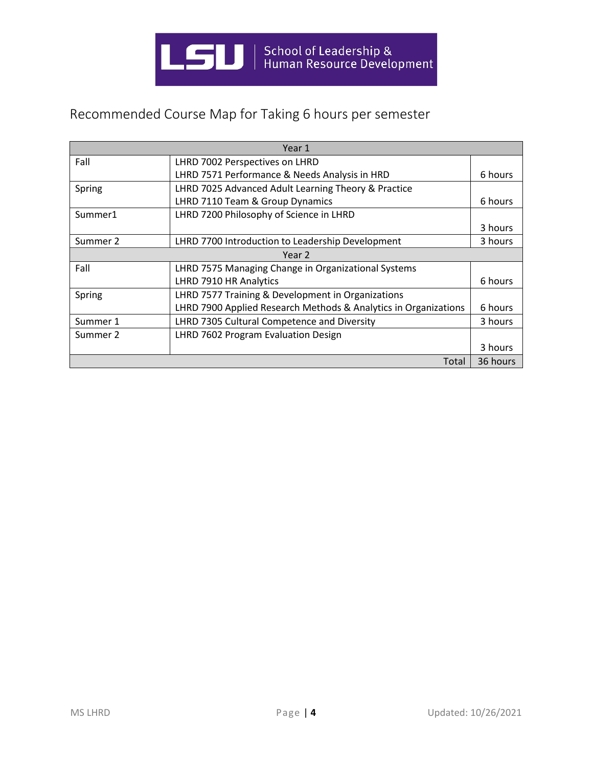LSU | School of Leadership & Human Resource Development

# Recommended Course Map for Taking 6 hours per semester

| | | |
|---|---|---|
| **Year 1** | | |
| Fall | LHRD 7002 Perspectives on LHRD<br>LHRD 7571 Performance & Needs Analysis in HRD | 6 hours |
| Spring | LHRD 7025 Advanced Adult Learning Theory & Practice<br>LHRD 7110 Team & Group Dynamics | 6 hours |
| Summer1 | LHRD 7200 Philosophy of Science in LHRD | 3 hours |
| Summer 2 | LHRD 7700 Introduction to Leadership Development | 3 hours |
| **Year 2** | | |
| Fall | LHRD 7575 Managing Change in Organizational Systems<br>LHRD 7910 HR Analytics | 6 hours |
| Spring | LHRD 7577 Training & Development in Organizations<br>LHRD 7900 Applied Research Methods & Analytics in Organizations | 6 hours |
| Summer 1 | LHRD 7305 Cultural Competence and Diversity | 3 hours |
| Summer 2 | LHRD 7602 Program Evaluation Design | 3 hours |
| | Total | 36 hours |